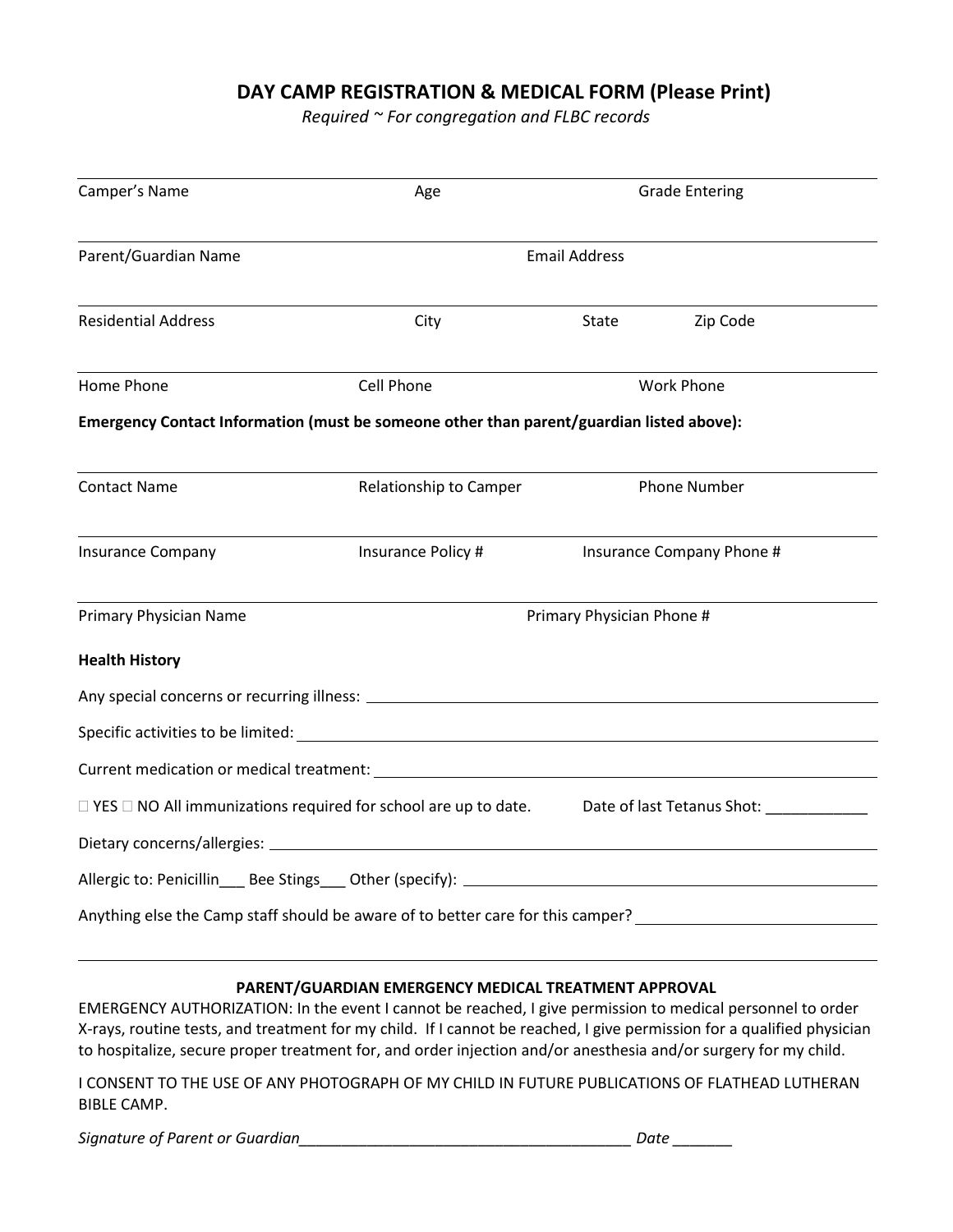# DAY CAMP REGISTRATION & MEDICAL FORM (Please Print)

*Required ~ For congregation and FLBC records*

Camper's Name Age Grade Entering

Parent/Guardian Name Email Address

Residential Address City State Zip Code

Home Phone Cell Phone Work Phone

**Emergency Contact Information (must be someone other than parent/guardian listed above):**

Contact Name Relationship to Camper Phone Number

Insurance Company Insurance Policy # Insurance Company Phone #

Primary Physician Name Primary Physician Phone #

**Health History**

Any special concerns or recurring illness: ______________________________

Specific activities to be limited: ______________________________

Current medication or medical treatment: ______________________________

☐ YES ☐ NO All immunizations required for school are up to date. Date of last Tetanus Shot: ____________

Dietary concerns/allergies: ______________________________

Allergic to: Penicillin___ Bee Stings___ Other (specify): ______________________________

Anything else the Camp staff should be aware of to better care for this camper? ______________________________

______________________________

**PARENT/GUARDIAN EMERGENCY MEDICAL TREATMENT APPROVAL**

EMERGENCY AUTHORIZATION: In the event I cannot be reached, I give permission to medical personnel to order X-rays, routine tests, and treatment for my child. If I cannot be reached, I give permission for a qualified physician to hospitalize, secure proper treatment for, and order injection and/or anesthesia and/or surgery for my child.

I CONSENT TO THE USE OF ANY PHOTOGRAPH OF MY CHILD IN FUTURE PUBLICATIONS OF FLATHEAD LUTHERAN BIBLE CAMP.

*Signature of Parent or Guardian*________________________________________ *Date* _______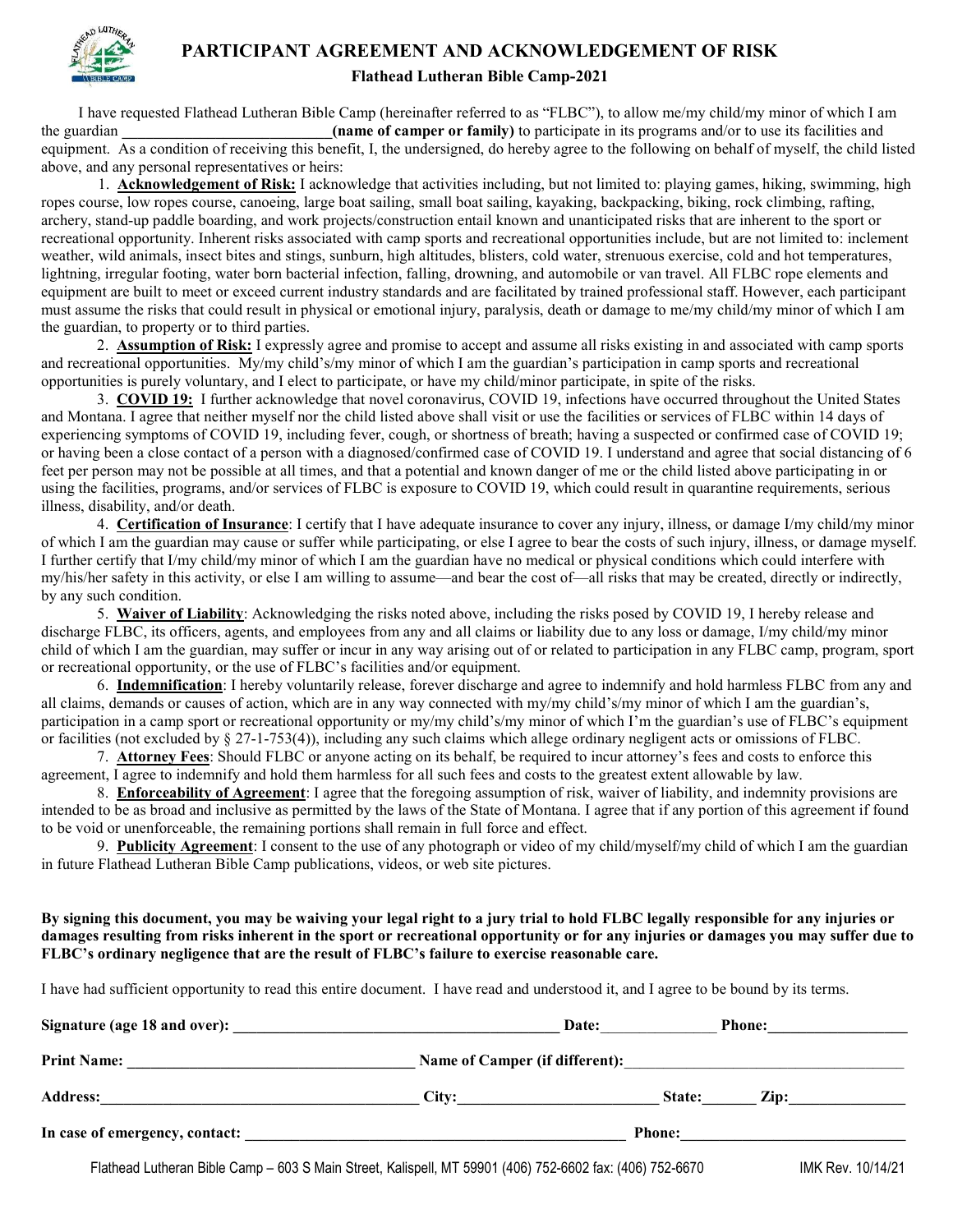# PARTICIPANT AGREEMENT AND ACKNOWLEDGEMENT OF RISK

**Flathead Lutheran Bible Camp-2021**

I have requested Flathead Lutheran Bible Camp (hereinafter referred to as "FLBC"), to allow me/my child/my minor of which I am the guardian ___________________________**(name of camper or family)** to participate in its programs and/or to use its facilities and equipment. As a condition of receiving this benefit, I, the undersigned, do hereby agree to the following on behalf of myself, the child listed above, and any personal representatives or heirs:

1. **Acknowledgement of Risk:** I acknowledge that activities including, but not limited to: playing games, hiking, swimming, high ropes course, low ropes course, canoeing, large boat sailing, small boat sailing, kayaking, backpacking, biking, rock climbing, rafting, archery, stand-up paddle boarding, and work projects/construction entail known and unanticipated risks that are inherent to the sport or recreational opportunity. Inherent risks associated with camp sports and recreational opportunities include, but are not limited to: inclement weather, wild animals, insect bites and stings, sunburn, high altitudes, blisters, cold water, strenuous exercise, cold and hot temperatures, lightning, irregular footing, water born bacterial infection, falling, drowning, and automobile or van travel. All FLBC rope elements and equipment are built to meet or exceed current industry standards and are facilitated by trained professional staff. However, each participant must assume the risks that could result in physical or emotional injury, paralysis, death or damage to me/my child/my minor of which I am the guardian, to property or to third parties.

2. **Assumption of Risk:** I expressly agree and promise to accept and assume all risks existing in and associated with camp sports and recreational opportunities. My/my child's/my minor of which I am the guardian's participation in camp sports and recreational opportunities is purely voluntary, and I elect to participate, or have my child/minor participate, in spite of the risks.

3. **COVID 19:** I further acknowledge that novel coronavirus, COVID 19, infections have occurred throughout the United States and Montana. I agree that neither myself nor the child listed above shall visit or use the facilities or services of FLBC within 14 days of experiencing symptoms of COVID 19, including fever, cough, or shortness of breath; having a suspected or confirmed case of COVID 19; or having been a close contact of a person with a diagnosed/confirmed case of COVID 19. I understand and agree that social distancing of 6 feet per person may not be possible at all times, and that a potential and known danger of me or the child listed above participating in or using the facilities, programs, and/or services of FLBC is exposure to COVID 19, which could result in quarantine requirements, serious illness, disability, and/or death.

4. **Certification of Insurance**: I certify that I have adequate insurance to cover any injury, illness, or damage I/my child/my minor of which I am the guardian may cause or suffer while participating, or else I agree to bear the costs of such injury, illness, or damage myself. I further certify that I/my child/my minor of which I am the guardian have no medical or physical conditions which could interfere with my/his/her safety in this activity, or else I am willing to assume—and bear the cost of—all risks that may be created, directly or indirectly, by any such condition.

5. **Waiver of Liability**: Acknowledging the risks noted above, including the risks posed by COVID 19, I hereby release and discharge FLBC, its officers, agents, and employees from any and all claims or liability due to any loss or damage, I/my child/my minor child of which I am the guardian, may suffer or incur in any way arising out of or related to participation in any FLBC camp, program, sport or recreational opportunity, or the use of FLBC's facilities and/or equipment.

6. **Indemnification**: I hereby voluntarily release, forever discharge and agree to indemnify and hold harmless FLBC from any and all claims, demands or causes of action, which are in any way connected with my/my child's/my minor of which I am the guardian's, participation in a camp sport or recreational opportunity or my/my child's/my minor of which I'm the guardian's use of FLBC's equipment or facilities (not excluded by § 27-1-753(4)), including any such claims which allege ordinary negligent acts or omissions of FLBC.

7. **Attorney Fees**: Should FLBC or anyone acting on its behalf, be required to incur attorney's fees and costs to enforce this agreement, I agree to indemnify and hold them harmless for all such fees and costs to the greatest extent allowable by law.

8. **Enforceability of Agreement**: I agree that the foregoing assumption of risk, waiver of liability, and indemnity provisions are intended to be as broad and inclusive as permitted by the laws of the State of Montana. I agree that if any portion of this agreement if found to be void or unenforceable, the remaining portions shall remain in full force and effect.

9. **Publicity Agreement**: I consent to the use of any photograph or video of my child/myself/my child of which I am the guardian in future Flathead Lutheran Bible Camp publications, videos, or web site pictures.

**By signing this document, you may be waiving your legal right to a jury trial to hold FLBC legally responsible for any injuries or damages resulting from risks inherent in the sport or recreational opportunity or for any injuries or damages you may suffer due to FLBC's ordinary negligence that are the result of FLBC's failure to exercise reasonable care.**

I have had sufficient opportunity to read this entire document. I have read and understood it, and I agree to be bound by its terms.

**Signature (age 18 and over):** __________________________________________ **Date:**_______________ **Phone:**__________________

**Print Name:** _____________________________________ **Name of Camper (if different):**___________________________________

**Address:**_________________________________________ **City:**__________________________ **State:**_______ **Zip:**_______________

**In case of emergency, contact:** __________________________________________________ **Phone:**_____________________________

Flathead Lutheran Bible Camp – 603 S Main Street, Kalispell, MT 59901 (406) 752-6602 fax: (406) 752-6670 IMK Rev. 10/14/21